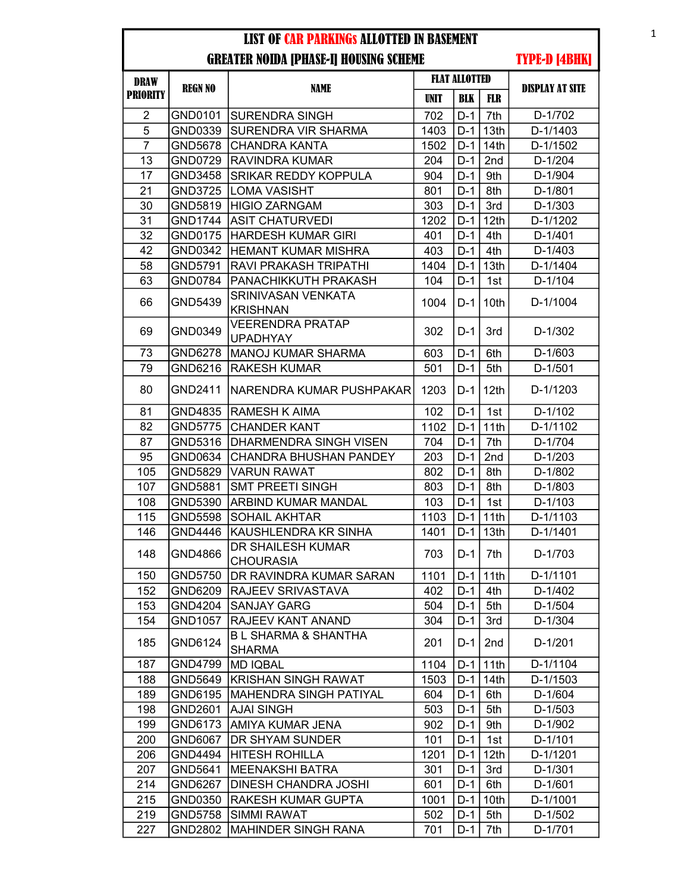# LIST OF CAR PARKINGs ALLOTTED IN BASEMENT

## GREATER NOIDA [PHASE-I] HOUSING SCHEME — TYPE-D [4BHK]

| DRAW PRIORITY | REGN NO | NAME | FLAT ALLOTTED | | | DISPLAY AT SITE |
|---|---|---|---|---|---|---|
| | | | UNIT | BLK | FLR | |
| 2 | GND0101 | SURENDRA SINGH | 702 | D-1 | 7th | D-1/702 |
| 5 | GND0339 | SURENDRA VIR SHARMA | 1403 | D-1 | 13th | D-1/1403 |
| 7 | GND5678 | CHANDRA KANTA | 1502 | D-1 | 14th | D-1/1502 |
| 13 | GND0729 | RAVINDRA KUMAR | 204 | D-1 | 2nd | D-1/204 |
| 17 | GND3458 | SRIKAR REDDY KOPPULA | 904 | D-1 | 9th | D-1/904 |
| 21 | GND3725 | LOMA VASISHT | 801 | D-1 | 8th | D-1/801 |
| 30 | GND5819 | HIGIO ZARNGAM | 303 | D-1 | 3rd | D-1/303 |
| 31 | GND1744 | ASIT CHATURVEDI | 1202 | D-1 | 12th | D-1/1202 |
| 32 | GND0175 | HARDESH KUMAR GIRI | 401 | D-1 | 4th | D-1/401 |
| 42 | GND0342 | HEMANT KUMAR MISHRA | 403 | D-1 | 4th | D-1/403 |
| 58 | GND5791 | RAVI PRAKASH TRIPATHI | 1404 | D-1 | 13th | D-1/1404 |
| 63 | GND0784 | PANACHIKKUTH PRAKASH | 104 | D-1 | 1st | D-1/104 |
| 66 | GND5439 | SRINIVASAN VENKATA KRISHNAN | 1004 | D-1 | 10th | D-1/1004 |
| 69 | GND0349 | VEERENDRA PRATAP UPADHYAY | 302 | D-1 | 3rd | D-1/302 |
| 73 | GND6278 | MANOJ KUMAR SHARMA | 603 | D-1 | 6th | D-1/603 |
| 79 | GND6216 | RAKESH KUMAR | 501 | D-1 | 5th | D-1/501 |
| 80 | GND2411 | NARENDRA KUMAR PUSHPAKAR | 1203 | D-1 | 12th | D-1/1203 |
| 81 | GND4835 | RAMESH K AIMA | 102 | D-1 | 1st | D-1/102 |
| 82 | GND5775 | CHANDER KANT | 1102 | D-1 | 11th | D-1/1102 |
| 87 | GND5316 | DHARMENDRA SINGH VISEN | 704 | D-1 | 7th | D-1/704 |
| 95 | GND0634 | CHANDRA BHUSHAN PANDEY | 203 | D-1 | 2nd | D-1/203 |
| 105 | GND5829 | VARUN RAWAT | 802 | D-1 | 8th | D-1/802 |
| 107 | GND5881 | SMT PREETI SINGH | 803 | D-1 | 8th | D-1/803 |
| 108 | GND5390 | ARBIND KUMAR MANDAL | 103 | D-1 | 1st | D-1/103 |
| 115 | GND5598 | SOHAIL AKHTAR | 1103 | D-1 | 11th | D-1/1103 |
| 146 | GND4446 | KAUSHLENDRA KR SINHA | 1401 | D-1 | 13th | D-1/1401 |
| 148 | GND4866 | DR SHAILESH KUMAR CHOURASIA | 703 | D-1 | 7th | D-1/703 |
| 150 | GND5750 | DR RAVINDRA KUMAR SARAN | 1101 | D-1 | 11th | D-1/1101 |
| 152 | GND6209 | RAJEEV SRIVASTAVA | 402 | D-1 | 4th | D-1/402 |
| 153 | GND4204 | SANJAY GARG | 504 | D-1 | 5th | D-1/504 |
| 154 | GND1057 | RAJEEV KANT ANAND | 304 | D-1 | 3rd | D-1/304 |
| 185 | GND6124 | B L SHARMA & SHANTHA SHARMA | 201 | D-1 | 2nd | D-1/201 |
| 187 | GND4799 | MD IQBAL | 1104 | D-1 | 11th | D-1/1104 |
| 188 | GND5649 | KRISHAN SINGH RAWAT | 1503 | D-1 | 14th | D-1/1503 |
| 189 | GND6195 | MAHENDRA SINGH PATIYAL | 604 | D-1 | 6th | D-1/604 |
| 198 | GND2601 | AJAI SINGH | 503 | D-1 | 5th | D-1/503 |
| 199 | GND6173 | AMIYA KUMAR JENA | 902 | D-1 | 9th | D-1/902 |
| 200 | GND6067 | DR SHYAM SUNDER | 101 | D-1 | 1st | D-1/101 |
| 206 | GND4494 | HITESH ROHILLA | 1201 | D-1 | 12th | D-1/1201 |
| 207 | GND5641 | MEENAKSHI BATRA | 301 | D-1 | 3rd | D-1/301 |
| 214 | GND6267 | DINESH CHANDRA JOSHI | 601 | D-1 | 6th | D-1/601 |
| 215 | GND0350 | RAKESH KUMAR GUPTA | 1001 | D-1 | 10th | D-1/1001 |
| 219 | GND5758 | SIMMI RAWAT | 502 | D-1 | 5th | D-1/502 |
| 227 | GND2802 | MAHINDER SINGH RANA | 701 | D-1 | 7th | D-1/701 |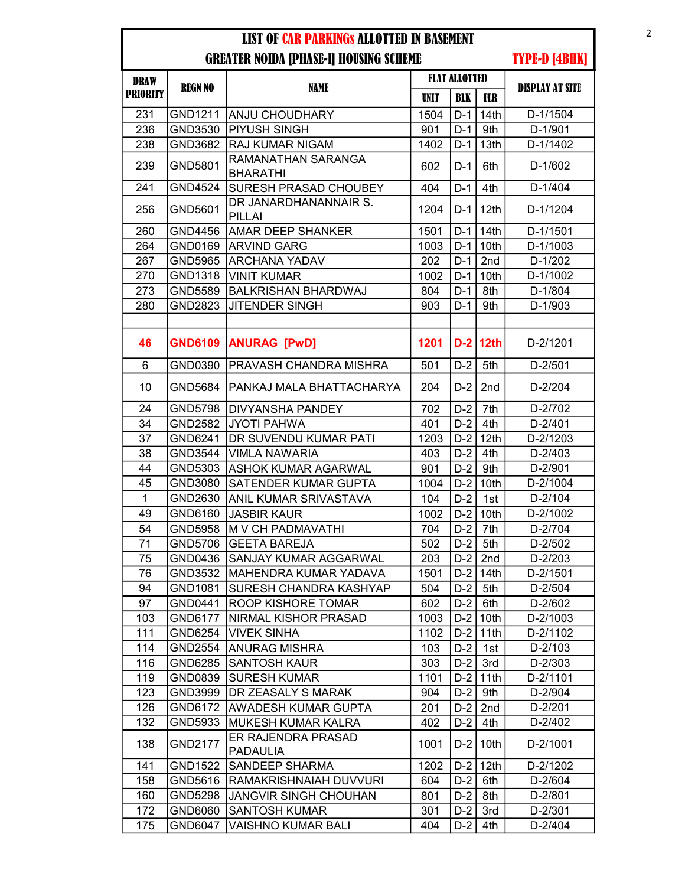# LIST OF CAR PARKINGs ALLOTTED IN BASEMENT

## GREATER NOIDA [PHASE-I] HOUSING SCHEME — TYPE-D [4BHK]

| DRAW PRIORITY | REGN NO | NAME | FLAT ALLOTTED | | | DISPLAY AT SITE |
|---|---|---|---|---|---|---|
| | | | UNIT | BLK | FLR | |
| 231 | GND1211 | ANJU CHOUDHARY | 1504 | D-1 | 14th | D-1/1504 |
| 236 | GND3530 | PIYUSH SINGH | 901 | D-1 | 9th | D-1/901 |
| 238 | GND3682 | RAJ KUMAR NIGAM | 1402 | D-1 | 13th | D-1/1402 |
| 239 | GND5801 | RAMANATHAN SARANGA BHARATHI | 602 | D-1 | 6th | D-1/602 |
| 241 | GND4524 | SURESH PRASAD CHOUBEY | 404 | D-1 | 4th | D-1/404 |
| 256 | GND5601 | DR JANARDHANANNAIR S. PILLAI | 1204 | D-1 | 12th | D-1/1204 |
| 260 | GND4456 | AMAR DEEP SHANKER | 1501 | D-1 | 14th | D-1/1501 |
| 264 | GND0169 | ARVIND GARG | 1003 | D-1 | 10th | D-1/1003 |
| 267 | GND5965 | ARCHANA YADAV | 202 | D-1 | 2nd | D-1/202 |
| 270 | GND1318 | VINIT KUMAR | 1002 | D-1 | 10th | D-1/1002 |
| 273 | GND5589 | BALKRISHAN BHARDWAJ | 804 | D-1 | 8th | D-1/804 |
| 280 | GND2823 | JITENDER SINGH | 903 | D-1 | 9th | D-1/903 |
| | | | | | | |
| **46** | **GND6109** | **ANURAG [PwD]** | **1201** | **D-2** | **12th** | D-2/1201 |
| 6 | GND0390 | PRAVASH CHANDRA MISHRA | 501 | D-2 | 5th | D-2/501 |
| 10 | GND5684 | PANKAJ MALA BHATTACHARYA | 204 | D-2 | 2nd | D-2/204 |
| 24 | GND5798 | DIVYANSHA PANDEY | 702 | D-2 | 7th | D-2/702 |
| 34 | GND2582 | JYOTI PAHWA | 401 | D-2 | 4th | D-2/401 |
| 37 | GND6241 | DR SUVENDU KUMAR PATI | 1203 | D-2 | 12th | D-2/1203 |
| 38 | GND3544 | VIMLA NAWARIA | 403 | D-2 | 4th | D-2/403 |
| 44 | GND5303 | ASHOK KUMAR AGARWAL | 901 | D-2 | 9th | D-2/901 |
| 45 | GND3080 | SATENDER KUMAR GUPTA | 1004 | D-2 | 10th | D-2/1004 |
| 1 | GND2630 | ANIL KUMAR SRIVASTAVA | 104 | D-2 | 1st | D-2/104 |
| 49 | GND6160 | JASBIR KAUR | 1002 | D-2 | 10th | D-2/1002 |
| 54 | GND5958 | M V CH PADMAVATHI | 704 | D-2 | 7th | D-2/704 |
| 71 | GND5706 | GEETA BAREJA | 502 | D-2 | 5th | D-2/502 |
| 75 | GND0436 | SANJAY KUMAR AGGARWAL | 203 | D-2 | 2nd | D-2/203 |
| 76 | GND3532 | MAHENDRA KUMAR YADAVA | 1501 | D-2 | 14th | D-2/1501 |
| 94 | GND1081 | SURESH CHANDRA KASHYAP | 504 | D-2 | 5th | D-2/504 |
| 97 | GND0441 | ROOP KISHORE TOMAR | 602 | D-2 | 6th | D-2/602 |
| 103 | GND6177 | NIRMAL KISHOR PRASAD | 1003 | D-2 | 10th | D-2/1003 |
| 111 | GND6254 | VIVEK SINHA | 1102 | D-2 | 11th | D-2/1102 |
| 114 | GND2554 | ANURAG MISHRA | 103 | D-2 | 1st | D-2/103 |
| 116 | GND6285 | SANTOSH KAUR | 303 | D-2 | 3rd | D-2/303 |
| 119 | GND0839 | SURESH KUMAR | 1101 | D-2 | 11th | D-2/1101 |
| 123 | GND3999 | DR ZEASALY S MARAK | 904 | D-2 | 9th | D-2/904 |
| 126 | GND6172 | AWADESH KUMAR GUPTA | 201 | D-2 | 2nd | D-2/201 |
| 132 | GND5933 | MUKESH KUMAR KALRA | 402 | D-2 | 4th | D-2/402 |
| 138 | GND2177 | ER RAJENDRA PRASAD PADAULIA | 1001 | D-2 | 10th | D-2/1001 |
| 141 | GND1522 | SANDEEP SHARMA | 1202 | D-2 | 12th | D-2/1202 |
| 158 | GND5616 | RAMAKRISHNAIAH DUVVURI | 604 | D-2 | 6th | D-2/604 |
| 160 | GND5298 | JANGVIR SINGH CHOUHAN | 801 | D-2 | 8th | D-2/801 |
| 172 | GND6060 | SANTOSH KUMAR | 301 | D-2 | 3rd | D-2/301 |
| 175 | GND6047 | VAISHNO KUMAR BALI | 404 | D-2 | 4th | D-2/404 |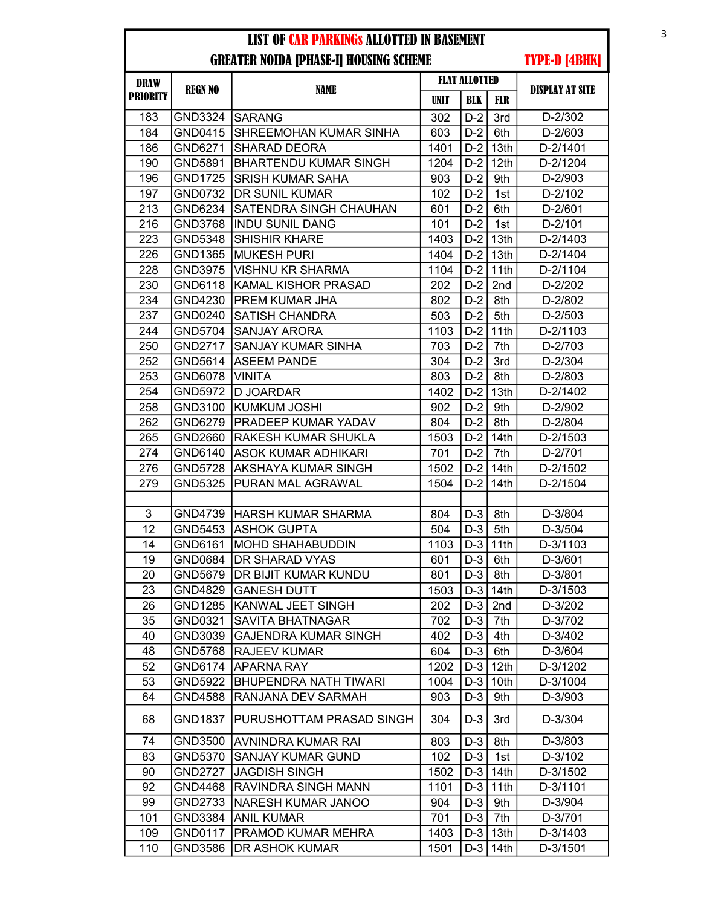# LIST OF CAR PARKINGs ALLOTTED IN BASEMENT

## GREATER NOIDA [PHASE-I] HOUSING SCHEME — TYPE-D [4BHK]

| DRAW PRIORITY | REGN NO | NAME | FLAT ALLOTTED | | | DISPLAY AT SITE |
|---|---|---|---|---|---|---|
| | | | UNIT | BLK | FLR | |
| 183 | GND3324 | SARANG | 302 | D-2 | 3rd | D-2/302 |
| 184 | GND0415 | SHREEMOHAN KUMAR SINHA | 603 | D-2 | 6th | D-2/603 |
| 186 | GND6271 | SHARAD DEORA | 1401 | D-2 | 13th | D-2/1401 |
| 190 | GND5891 | BHARTENDU KUMAR SINGH | 1204 | D-2 | 12th | D-2/1204 |
| 196 | GND1725 | SRISH KUMAR SAHA | 903 | D-2 | 9th | D-2/903 |
| 197 | GND0732 | DR SUNIL KUMAR | 102 | D-2 | 1st | D-2/102 |
| 213 | GND6234 | SATENDRA SINGH CHAUHAN | 601 | D-2 | 6th | D-2/601 |
| 216 | GND3768 | INDU SUNIL DANG | 101 | D-2 | 1st | D-2/101 |
| 223 | GND5348 | SHISHIR KHARE | 1403 | D-2 | 13th | D-2/1403 |
| 226 | GND1365 | MUKESH PURI | 1404 | D-2 | 13th | D-2/1404 |
| 228 | GND3975 | VISHNU KR SHARMA | 1104 | D-2 | 11th | D-2/1104 |
| 230 | GND6118 | KAMAL KISHOR PRASAD | 202 | D-2 | 2nd | D-2/202 |
| 234 | GND4230 | PREM KUMAR JHA | 802 | D-2 | 8th | D-2/802 |
| 237 | GND0240 | SATISH CHANDRA | 503 | D-2 | 5th | D-2/503 |
| 244 | GND5704 | SANJAY ARORA | 1103 | D-2 | 11th | D-2/1103 |
| 250 | GND2717 | SANJAY KUMAR SINHA | 703 | D-2 | 7th | D-2/703 |
| 252 | GND5614 | ASEEM PANDE | 304 | D-2 | 3rd | D-2/304 |
| 253 | GND6078 | VINITA | 803 | D-2 | 8th | D-2/803 |
| 254 | GND5972 | D JOARDAR | 1402 | D-2 | 13th | D-2/1402 |
| 258 | GND3100 | KUMKUM JOSHI | 902 | D-2 | 9th | D-2/902 |
| 262 | GND6279 | PRADEEP KUMAR YADAV | 804 | D-2 | 8th | D-2/804 |
| 265 | GND2660 | RAKESH KUMAR SHUKLA | 1503 | D-2 | 14th | D-2/1503 |
| 274 | GND6140 | ASOK KUMAR ADHIKARI | 701 | D-2 | 7th | D-2/701 |
| 276 | GND5728 | AKSHAYA KUMAR SINGH | 1502 | D-2 | 14th | D-2/1502 |
| 279 | GND5325 | PURAN MAL AGRAWAL | 1504 | D-2 | 14th | D-2/1504 |
| | | | | | | |
| 3 | GND4739 | HARSH KUMAR SHARMA | 804 | D-3 | 8th | D-3/804 |
| 12 | GND5453 | ASHOK GUPTA | 504 | D-3 | 5th | D-3/504 |
| 14 | GND6161 | MOHD SHAHABUDDIN | 1103 | D-3 | 11th | D-3/1103 |
| 19 | GND0684 | DR SHARAD VYAS | 601 | D-3 | 6th | D-3/601 |
| 20 | GND5679 | DR BIJIT KUMAR KUNDU | 801 | D-3 | 8th | D-3/801 |
| 23 | GND4829 | GANESH DUTT | 1503 | D-3 | 14th | D-3/1503 |
| 26 | GND1285 | KANWAL JEET SINGH | 202 | D-3 | 2nd | D-3/202 |
| 35 | GND0321 | SAVITA BHATNAGAR | 702 | D-3 | 7th | D-3/702 |
| 40 | GND3039 | GAJENDRA KUMAR SINGH | 402 | D-3 | 4th | D-3/402 |
| 48 | GND5768 | RAJEEV KUMAR | 604 | D-3 | 6th | D-3/604 |
| 52 | GND6174 | APARNA RAY | 1202 | D-3 | 12th | D-3/1202 |
| 53 | GND5922 | BHUPENDRA NATH TIWARI | 1004 | D-3 | 10th | D-3/1004 |
| 64 | GND4588 | RANJANA DEV SARMAH | 903 | D-3 | 9th | D-3/903 |
| 68 | GND1837 | PURUSHOTTAM PRASAD SINGH | 304 | D-3 | 3rd | D-3/304 |
| 74 | GND3500 | AVNINDRA KUMAR RAI | 803 | D-3 | 8th | D-3/803 |
| 83 | GND5370 | SANJAY KUMAR GUND | 102 | D-3 | 1st | D-3/102 |
| 90 | GND2727 | JAGDISH SINGH | 1502 | D-3 | 14th | D-3/1502 |
| 92 | GND4468 | RAVINDRA SINGH MANN | 1101 | D-3 | 11th | D-3/1101 |
| 99 | GND2733 | NARESH KUMAR JANOO | 904 | D-3 | 9th | D-3/904 |
| 101 | GND3384 | ANIL KUMAR | 701 | D-3 | 7th | D-3/701 |
| 109 | GND0117 | PRAMOD KUMAR MEHRA | 1403 | D-3 | 13th | D-3/1403 |
| 110 | GND3586 | DR ASHOK KUMAR | 1501 | D-3 | 14th | D-3/1501 |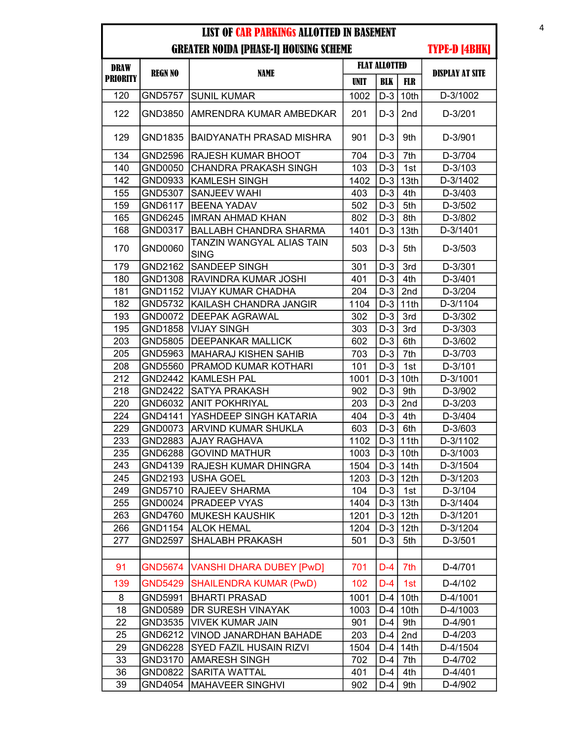# LIST OF CAR PARKINGs ALLOTTED IN BASEMENT

## GREATER NOIDA [PHASE-I] HOUSING SCHEME — TYPE-D [4BHK]

| DRAW PRIORITY | REGN NO | NAME | FLAT ALLOTTED | | | DISPLAY AT SITE |
|---|---|---|---|---|---|---|
| | | | UNIT | BLK | FLR | |
| 120 | GND5757 | SUNIL KUMAR | 1002 | D-3 | 10th | D-3/1002 |
| 122 | GND3850 | AMRENDRA KUMAR AMBEDKAR | 201 | D-3 | 2nd | D-3/201 |
| 129 | GND1835 | BAIDYANATH PRASAD MISHRA | 901 | D-3 | 9th | D-3/901 |
| 134 | GND2596 | RAJESH KUMAR BHOOT | 704 | D-3 | 7th | D-3/704 |
| 140 | GND0050 | CHANDRA PRAKASH SINGH | 103 | D-3 | 1st | D-3/103 |
| 142 | GND0933 | KAMLESH SINGH | 1402 | D-3 | 13th | D-3/1402 |
| 155 | GND5307 | SANJEEV WAHI | 403 | D-3 | 4th | D-3/403 |
| 159 | GND6117 | BEENA YADAV | 502 | D-3 | 5th | D-3/502 |
| 165 | GND6245 | IMRAN AHMAD KHAN | 802 | D-3 | 8th | D-3/802 |
| 168 | GND0317 | BALLABH CHANDRA SHARMA | 1401 | D-3 | 13th | D-3/1401 |
| 170 | GND0060 | TANZIN WANGYAL ALIAS TAIN SING | 503 | D-3 | 5th | D-3/503 |
| 179 | GND2162 | SANDEEP SINGH | 301 | D-3 | 3rd | D-3/301 |
| 180 | GND1308 | RAVINDRA KUMAR JOSHI | 401 | D-3 | 4th | D-3/401 |
| 181 | GND1152 | VIJAY KUMAR CHADHA | 204 | D-3 | 2nd | D-3/204 |
| 182 | GND5732 | KAILASH CHANDRA JANGIR | 1104 | D-3 | 11th | D-3/1104 |
| 193 | GND0072 | DEEPAK AGRAWAL | 302 | D-3 | 3rd | D-3/302 |
| 195 | GND1858 | VIJAY SINGH | 303 | D-3 | 3rd | D-3/303 |
| 203 | GND5805 | DEEPANKAR MALLICK | 602 | D-3 | 6th | D-3/602 |
| 205 | GND5963 | MAHARAJ KISHEN SAHIB | 703 | D-3 | 7th | D-3/703 |
| 208 | GND5560 | PRAMOD KUMAR KOTHARI | 101 | D-3 | 1st | D-3/101 |
| 212 | GND2442 | KAMLESH PAL | 1001 | D-3 | 10th | D-3/1001 |
| 218 | GND2422 | SATYA PRAKASH | 902 | D-3 | 9th | D-3/902 |
| 220 | GND6032 | ANIT POKHRIYAL | 203 | D-3 | 2nd | D-3/203 |
| 224 | GND4141 | YASHDEEP SINGH KATARIA | 404 | D-3 | 4th | D-3/404 |
| 229 | GND0073 | ARVIND KUMAR SHUKLA | 603 | D-3 | 6th | D-3/603 |
| 233 | GND2883 | AJAY RAGHAVA | 1102 | D-3 | 11th | D-3/1102 |
| 235 | GND6288 | GOVIND MATHUR | 1003 | D-3 | 10th | D-3/1003 |
| 243 | GND4139 | RAJESH KUMAR DHINGRA | 1504 | D-3 | 14th | D-3/1504 |
| 245 | GND2193 | USHA GOEL | 1203 | D-3 | 12th | D-3/1203 |
| 249 | GND5710 | RAJEEV SHARMA | 104 | D-3 | 1st | D-3/104 |
| 255 | GND0024 | PRADEEP VYAS | 1404 | D-3 | 13th | D-3/1404 |
| 263 | GND4760 | MUKESH KAUSHIK | 1201 | D-3 | 12th | D-3/1201 |
| 266 | GND1154 | ALOK HEMAL | 1204 | D-3 | 12th | D-3/1204 |
| 277 | GND2597 | SHALABH PRAKASH | 501 | D-3 | 5th | D-3/501 |
| | | | | | | |
| 91 | GND5674 | VANSHI DHARA DUBEY [PwD] | 701 | D-4 | 7th | D-4/701 |
| 139 | GND5429 | SHAILENDRA KUMAR (PwD) | 102 | D-4 | 1st | D-4/102 |
| 8 | GND5991 | BHARTI PRASAD | 1001 | D-4 | 10th | D-4/1001 |
| 18 | GND0589 | DR SURESH VINAYAK | 1003 | D-4 | 10th | D-4/1003 |
| 22 | GND3535 | VIVEK KUMAR JAIN | 901 | D-4 | 9th | D-4/901 |
| 25 | GND6212 | VINOD JANARDHAN BAHADE | 203 | D-4 | 2nd | D-4/203 |
| 29 | GND6228 | SYED FAZIL HUSAIN RIZVI | 1504 | D-4 | 14th | D-4/1504 |
| 33 | GND3170 | AMARESH SINGH | 702 | D-4 | 7th | D-4/702 |
| 36 | GND0822 | SARITA WATTAL | 401 | D-4 | 4th | D-4/401 |
| 39 | GND4054 | MAHAVEER SINGHVI | 902 | D-4 | 9th | D-4/902 |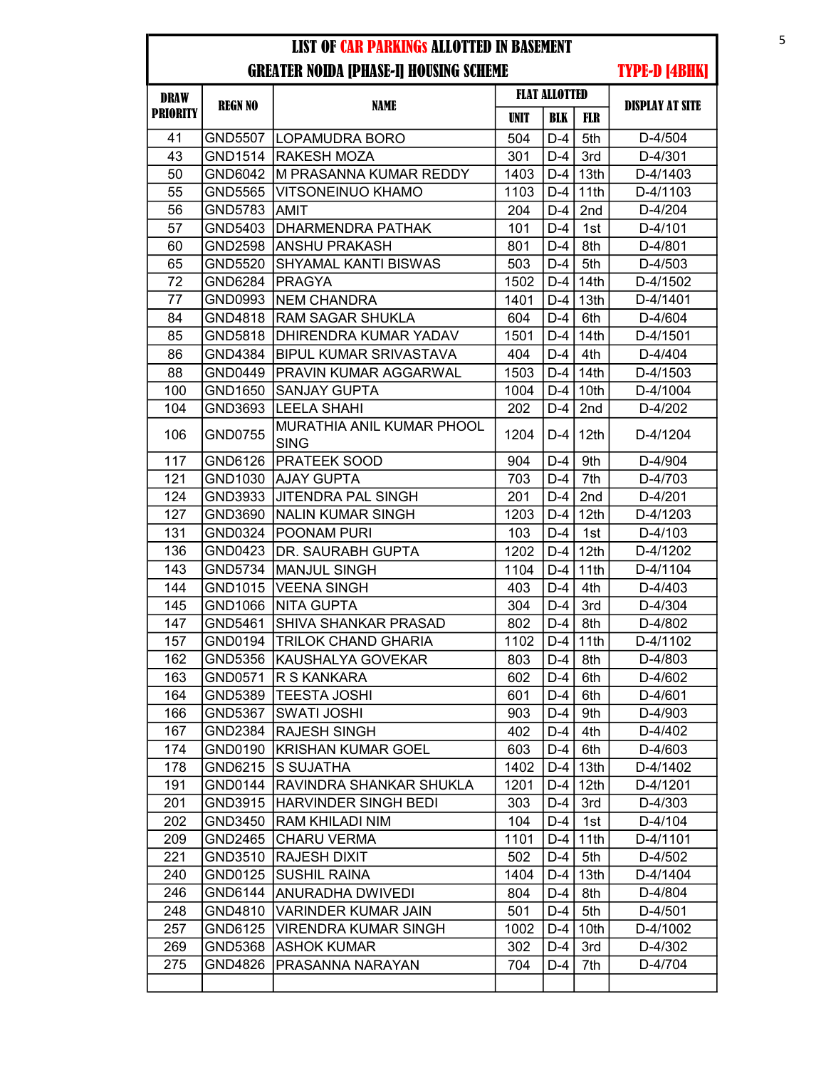# LIST OF CAR PARKINGs ALLOTTED IN BASEMENT

## GREATER NOIDA [PHASE-I] HOUSING SCHEME — TYPE-D [4BHK]

| DRAW PRIORITY | REGN NO | NAME | FLAT ALLOTTED | | | DISPLAY AT SITE |
|---|---|---|---|---|---|---|
| | | | UNIT | BLK | FLR | |
| 41 | GND5507 | LOPAMUDRA BORO | 504 | D-4 | 5th | D-4/504 |
| 43 | GND1514 | RAKESH MOZA | 301 | D-4 | 3rd | D-4/301 |
| 50 | GND6042 | M PRASANNA KUMAR REDDY | 1403 | D-4 | 13th | D-4/1403 |
| 55 | GND5565 | VITSONEINUO KHAMO | 1103 | D-4 | 11th | D-4/1103 |
| 56 | GND5783 | AMIT | 204 | D-4 | 2nd | D-4/204 |
| 57 | GND5403 | DHARMENDRA PATHAK | 101 | D-4 | 1st | D-4/101 |
| 60 | GND2598 | ANSHU PRAKASH | 801 | D-4 | 8th | D-4/801 |
| 65 | GND5520 | SHYAMAL KANTI BISWAS | 503 | D-4 | 5th | D-4/503 |
| 72 | GND6284 | PRAGYA | 1502 | D-4 | 14th | D-4/1502 |
| 77 | GND0993 | NEM CHANDRA | 1401 | D-4 | 13th | D-4/1401 |
| 84 | GND4818 | RAM SAGAR SHUKLA | 604 | D-4 | 6th | D-4/604 |
| 85 | GND5818 | DHIRENDRA KUMAR YADAV | 1501 | D-4 | 14th | D-4/1501 |
| 86 | GND4384 | BIPUL KUMAR SRIVASTAVA | 404 | D-4 | 4th | D-4/404 |
| 88 | GND0449 | PRAVIN KUMAR AGGARWAL | 1503 | D-4 | 14th | D-4/1503 |
| 100 | GND1650 | SANJAY GUPTA | 1004 | D-4 | 10th | D-4/1004 |
| 104 | GND3693 | LEELA SHAHI | 202 | D-4 | 2nd | D-4/202 |
| 106 | GND0755 | MURATHIA ANIL KUMAR PHOOL SING | 1204 | D-4 | 12th | D-4/1204 |
| 117 | GND6126 | PRATEEK SOOD | 904 | D-4 | 9th | D-4/904 |
| 121 | GND1030 | AJAY GUPTA | 703 | D-4 | 7th | D-4/703 |
| 124 | GND3933 | JITENDRA PAL SINGH | 201 | D-4 | 2nd | D-4/201 |
| 127 | GND3690 | NALIN KUMAR SINGH | 1203 | D-4 | 12th | D-4/1203 |
| 131 | GND0324 | POONAM PURI | 103 | D-4 | 1st | D-4/103 |
| 136 | GND0423 | DR. SAURABH GUPTA | 1202 | D-4 | 12th | D-4/1202 |
| 143 | GND5734 | MANJUL SINGH | 1104 | D-4 | 11th | D-4/1104 |
| 144 | GND1015 | VEENA SINGH | 403 | D-4 | 4th | D-4/403 |
| 145 | GND1066 | NITA GUPTA | 304 | D-4 | 3rd | D-4/304 |
| 147 | GND5461 | SHIVA SHANKAR PRASAD | 802 | D-4 | 8th | D-4/802 |
| 157 | GND0194 | TRILOK CHAND GHARIA | 1102 | D-4 | 11th | D-4/1102 |
| 162 | GND5356 | KAUSHALYA GOVEKAR | 803 | D-4 | 8th | D-4/803 |
| 163 | GND0571 | R S KANKARA | 602 | D-4 | 6th | D-4/602 |
| 164 | GND5389 | TEESTA JOSHI | 601 | D-4 | 6th | D-4/601 |
| 166 | GND5367 | SWATI JOSHI | 903 | D-4 | 9th | D-4/903 |
| 167 | GND2384 | RAJESH SINGH | 402 | D-4 | 4th | D-4/402 |
| 174 | GND0190 | KRISHAN KUMAR GOEL | 603 | D-4 | 6th | D-4/603 |
| 178 | GND6215 | S SUJATHA | 1402 | D-4 | 13th | D-4/1402 |
| 191 | GND0144 | RAVINDRA SHANKAR SHUKLA | 1201 | D-4 | 12th | D-4/1201 |
| 201 | GND3915 | HARVINDER SINGH BEDI | 303 | D-4 | 3rd | D-4/303 |
| 202 | GND3450 | RAM KHILADI NIM | 104 | D-4 | 1st | D-4/104 |
| 209 | GND2465 | CHARU VERMA | 1101 | D-4 | 11th | D-4/1101 |
| 221 | GND3510 | RAJESH DIXIT | 502 | D-4 | 5th | D-4/502 |
| 240 | GND0125 | SUSHIL RAINA | 1404 | D-4 | 13th | D-4/1404 |
| 246 | GND6144 | ANURADHA DWIVEDI | 804 | D-4 | 8th | D-4/804 |
| 248 | GND4810 | VARINDER KUMAR JAIN | 501 | D-4 | 5th | D-4/501 |
| 257 | GND6125 | VIRENDRA KUMAR SINGH | 1002 | D-4 | 10th | D-4/1002 |
| 269 | GND5368 | ASHOK KUMAR | 302 | D-4 | 3rd | D-4/302 |
| 275 | GND4826 | PRASANNA NARAYAN | 704 | D-4 | 7th | D-4/704 |
| | | | | | | |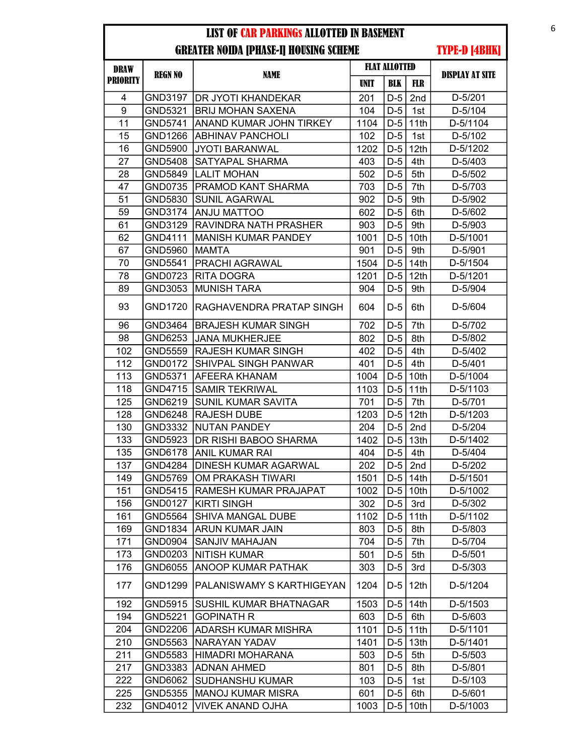# LIST OF CAR PARKINGs ALLOTTED IN BASEMENT

## GREATER NOIDA [PHASE-I] HOUSING SCHEME — TYPE-D [4BHK]

| DRAW PRIORITY | REGN NO | NAME | FLAT ALLOTTED | | | DISPLAY AT SITE |
|---|---|---|---|---|---|---|
| | | | UNIT | BLK | FLR | |
| 4 | GND3197 | DR JYOTI KHANDEKAR | 201 | D-5 | 2nd | D-5/201 |
| 9 | GND5321 | BRIJ MOHAN SAXENA | 104 | D-5 | 1st | D-5/104 |
| 11 | GND5741 | ANAND KUMAR JOHN TIRKEY | 1104 | D-5 | 11th | D-5/1104 |
| 15 | GND1266 | ABHINAV PANCHOLI | 102 | D-5 | 1st | D-5/102 |
| 16 | GND5900 | JYOTI BARANWAL | 1202 | D-5 | 12th | D-5/1202 |
| 27 | GND5408 | SATYAPAL SHARMA | 403 | D-5 | 4th | D-5/403 |
| 28 | GND5849 | LALIT MOHAN | 502 | D-5 | 5th | D-5/502 |
| 47 | GND0735 | PRAMOD KANT SHARMA | 703 | D-5 | 7th | D-5/703 |
| 51 | GND5830 | SUNIL AGARWAL | 902 | D-5 | 9th | D-5/902 |
| 59 | GND3174 | ANJU MATTOO | 602 | D-5 | 6th | D-5/602 |
| 61 | GND3129 | RAVINDRA NATH PRASHER | 903 | D-5 | 9th | D-5/903 |
| 62 | GND4111 | MANISH KUMAR PANDEY | 1001 | D-5 | 10th | D-5/1001 |
| 67 | GND5960 | MAMTA | 901 | D-5 | 9th | D-5/901 |
| 70 | GND5541 | PRACHI AGRAWAL | 1504 | D-5 | 14th | D-5/1504 |
| 78 | GND0723 | RITA DOGRA | 1201 | D-5 | 12th | D-5/1201 |
| 89 | GND3053 | MUNISH TARA | 904 | D-5 | 9th | D-5/904 |
| 93 | GND1720 | RAGHAVENDRA PRATAP SINGH | 604 | D-5 | 6th | D-5/604 |
| 96 | GND3464 | BRAJESH KUMAR SINGH | 702 | D-5 | 7th | D-5/702 |
| 98 | GND6253 | JANA MUKHERJEE | 802 | D-5 | 8th | D-5/802 |
| 102 | GND5559 | RAJESH KUMAR SINGH | 402 | D-5 | 4th | D-5/402 |
| 112 | GND0172 | SHIVPAL SINGH PANWAR | 401 | D-5 | 4th | D-5/401 |
| 113 | GND5371 | AFEERA KHANAM | 1004 | D-5 | 10th | D-5/1004 |
| 118 | GND4715 | SAMIR TEKRIWAL | 1103 | D-5 | 11th | D-5/1103 |
| 125 | GND6219 | SUNIL KUMAR SAVITA | 701 | D-5 | 7th | D-5/701 |
| 128 | GND6248 | RAJESH DUBE | 1203 | D-5 | 12th | D-5/1203 |
| 130 | GND3332 | NUTAN PANDEY | 204 | D-5 | 2nd | D-5/204 |
| 133 | GND5923 | DR RISHI BABOO SHARMA | 1402 | D-5 | 13th | D-5/1402 |
| 135 | GND6178 | ANIL KUMAR RAI | 404 | D-5 | 4th | D-5/404 |
| 137 | GND4284 | DINESH KUMAR AGARWAL | 202 | D-5 | 2nd | D-5/202 |
| 149 | GND5769 | OM PRAKASH TIWARI | 1501 | D-5 | 14th | D-5/1501 |
| 151 | GND5415 | RAMESH KUMAR PRAJAPAT | 1002 | D-5 | 10th | D-5/1002 |
| 156 | GND0127 | KIRTI SINGH | 302 | D-5 | 3rd | D-5/302 |
| 161 | GND5564 | SHIVA MANGAL DUBE | 1102 | D-5 | 11th | D-5/1102 |
| 169 | GND1834 | ARUN KUMAR JAIN | 803 | D-5 | 8th | D-5/803 |
| 171 | GND0904 | SANJIV MAHAJAN | 704 | D-5 | 7th | D-5/704 |
| 173 | GND0203 | NITISH KUMAR | 501 | D-5 | 5th | D-5/501 |
| 176 | GND6055 | ANOOP KUMAR PATHAK | 303 | D-5 | 3rd | D-5/303 |
| 177 | GND1299 | PALANISWAMY S KARTHIGEYAN | 1204 | D-5 | 12th | D-5/1204 |
| 192 | GND5915 | SUSHIL KUMAR BHATNAGAR | 1503 | D-5 | 14th | D-5/1503 |
| 194 | GND5221 | GOPINATH R | 603 | D-5 | 6th | D-5/603 |
| 204 | GND2206 | ADARSH KUMAR MISHRA | 1101 | D-5 | 11th | D-5/1101 |
| 210 | GND5563 | NARAYAN YADAV | 1401 | D-5 | 13th | D-5/1401 |
| 211 | GND5583 | HIMADRI MOHARANA | 503 | D-5 | 5th | D-5/503 |
| 217 | GND3383 | ADNAN AHMED | 801 | D-5 | 8th | D-5/801 |
| 222 | GND6062 | SUDHANSHU KUMAR | 103 | D-5 | 1st | D-5/103 |
| 225 | GND5355 | MANOJ KUMAR MISRA | 601 | D-5 | 6th | D-5/601 |
| 232 | GND4012 | VIVEK ANAND OJHA | 1003 | D-5 | 10th | D-5/1003 |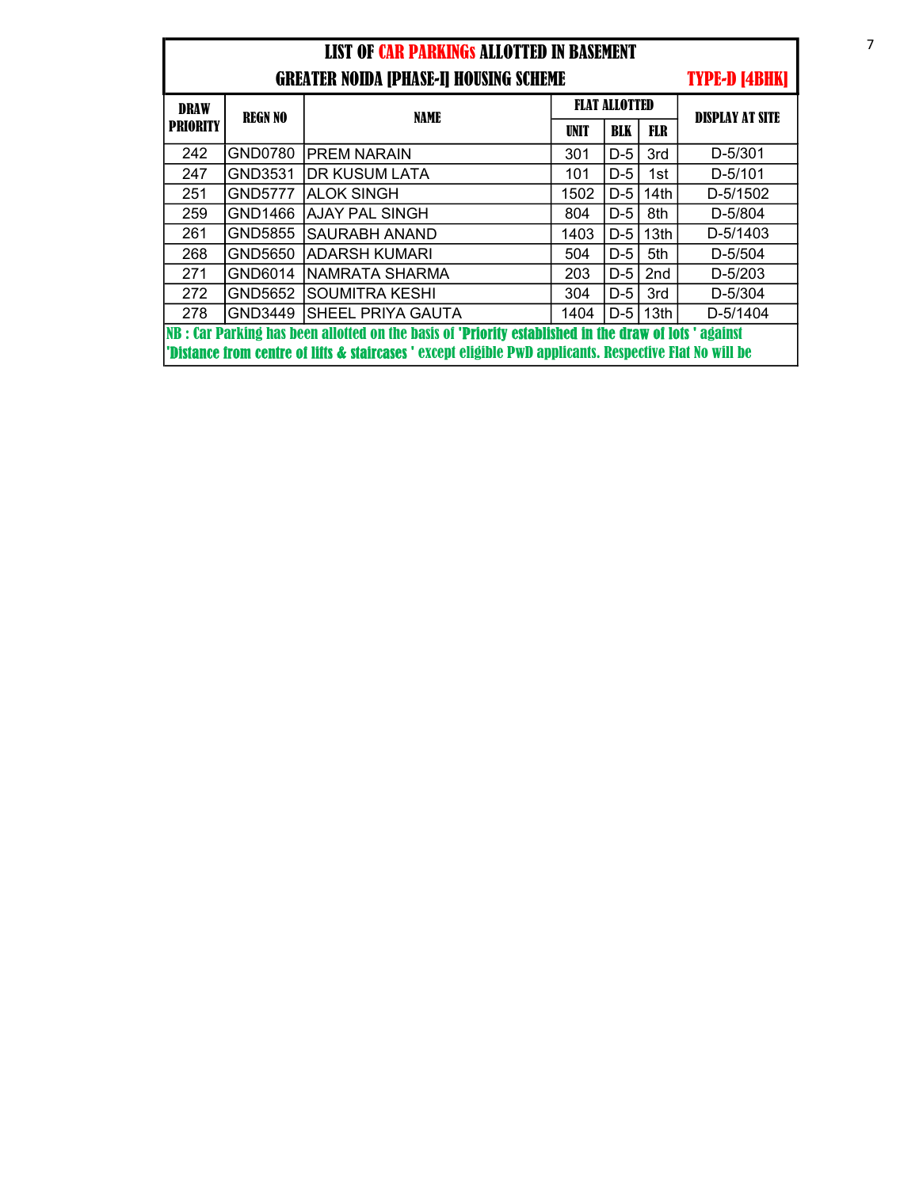# LIST OF CAR PARKINGs ALLOTTED IN BASEMENT

## GREATER NOIDA [PHASE-I] HOUSING SCHEME — TYPE-D [4BHK]

| DRAW PRIORITY | REGN NO | NAME | FLAT ALLOTTED | | | DISPLAY AT SITE |
|---|---|---|---|---|---|---|
| | | | UNIT | BLK | FLR | |
| 242 | GND0780 | PREM NARAIN | 301 | D-5 | 3rd | D-5/301 |
| 247 | GND3531 | DR KUSUM LATA | 101 | D-5 | 1st | D-5/101 |
| 251 | GND5777 | ALOK SINGH | 1502 | D-5 | 14th | D-5/1502 |
| 259 | GND1466 | AJAY PAL SINGH | 804 | D-5 | 8th | D-5/804 |
| 261 | GND5855 | SAURABH ANAND | 1403 | D-5 | 13th | D-5/1403 |
| 268 | GND5650 | ADARSH KUMARI | 504 | D-5 | 5th | D-5/504 |
| 271 | GND6014 | NAMRATA SHARMA | 203 | D-5 | 2nd | D-5/203 |
| 272 | GND5652 | SOUMITRA KESHI | 304 | D-5 | 3rd | D-5/304 |
| 278 | GND3449 | SHEEL PRIYA GAUTA | 1404 | D-5 | 13th | D-5/1404 |

NB : Car Parking has been allotted on the basis of 'Priority established in the draw of lots ' against 'Distance from centre of lifts & staircases ' except eligible PwD applicants. Respective Flat No will be